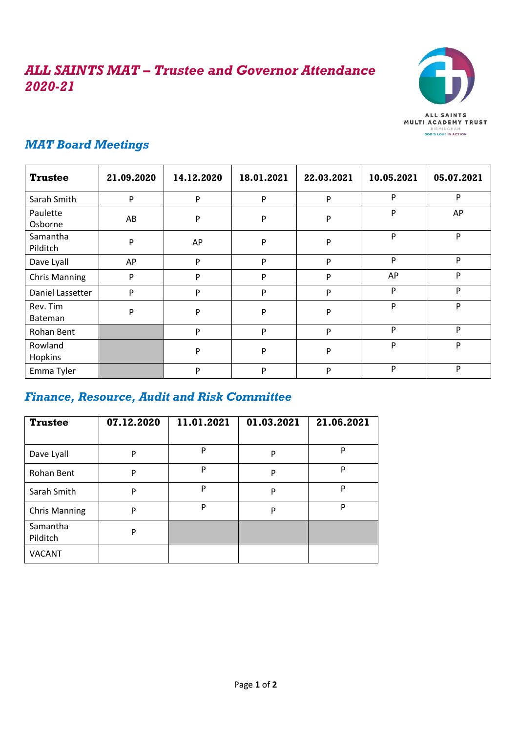# *ALL SAINTS MAT – Trustee and Governor Attendance 2020-21*

## *MAT Board Meetings*

| Trustee | 21.09.2020 | 14.12.2020 | 18.01.2021 | 22.03.2021 | 10.05.2021 | 05.07.2021 |
|---|---|---|---|---|---|---|
| Sarah Smith | P | P | P | P | P | P |
| Paulette Osborne | AB | P | P | P | P | AP |
| Samantha Pilditch | P | AP | P | P | P | P |
| Dave Lyall | AP | P | P | P | P | P |
| Chris Manning | P | P | P | P | AP | P |
| Daniel Lassetter | P | P | P | P | P | P |
| Rev. Tim Bateman | P | P | P | P | P | P |
| Rohan Bent | | P | P | P | P | P |
| Rowland Hopkins | | P | P | P | P | P |
| Emma Tyler | | P | P | P | P | P |

## *Finance, Resource, Audit and Risk Committee*

| Trustee | 07.12.2020 | 11.01.2021 | 01.03.2021 | 21.06.2021 |
|---|---|---|---|---|
| Dave Lyall | P | P | P | P |
| Rohan Bent | P | P | P | P |
| Sarah Smith | P | P | P | P |
| Chris Manning | P | P | P | P |
| Samantha Pilditch | P | | | |
| VACANT | | | | |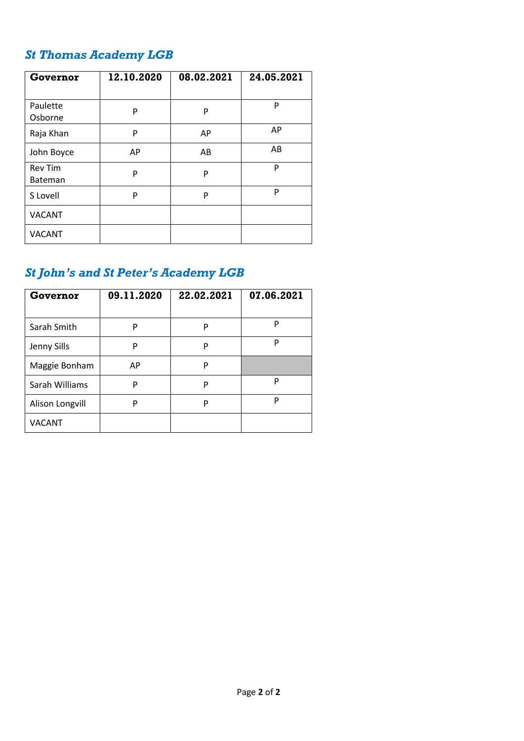## *St Thomas Academy LGB*

| Governor | 12.10.2020 | 08.02.2021 | 24.05.2021 |
|---|---|---|---|
| Paulette Osborne | P | P | P |
| Raja Khan | P | AP | AP |
| John Boyce | AP | AB | AB |
| Rev Tim Bateman | P | P | P |
| S Lovell | P | P | P |
| VACANT | | | |
| VACANT | | | |

## *St John's and St Peter's Academy LGB*

| Governor | 09.11.2020 | 22.02.2021 | 07.06.2021 |
|---|---|---|---|
| Sarah Smith | P | P | P |
| Jenny Sills | P | P | P |
| Maggie Bonham | AP | P | |
| Sarah Williams | P | P | P |
| Alison Longvill | P | P | P |
| VACANT | | | |